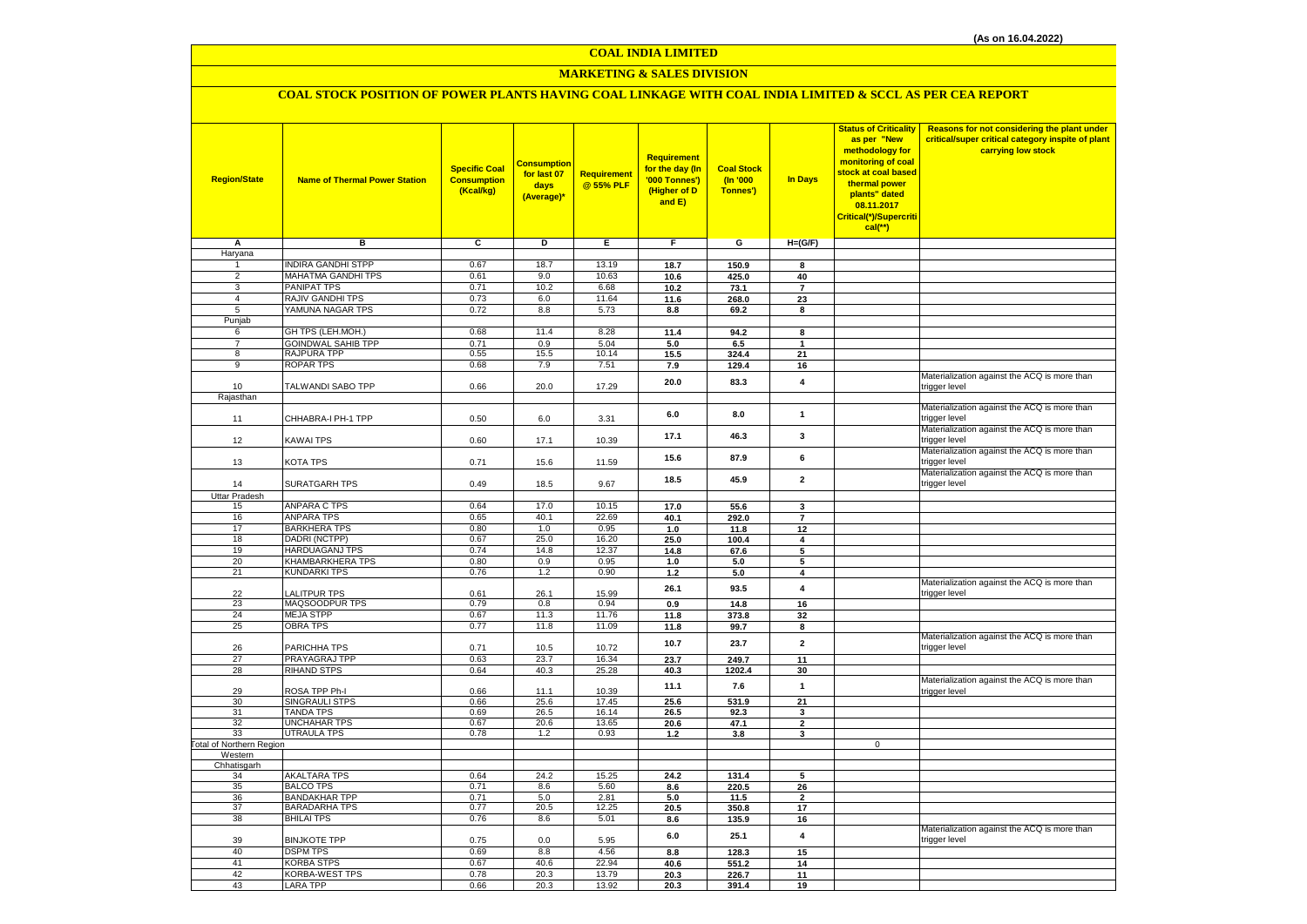(As on 16.04.2022)

# COAL INDIA LIMITED

## MARKETING & SALES DIVISION

### COAL STOCK POSITION OF POWER PLANTS HAVING COAL LINKAGE WITH COAL INDIA LIMITED & SCCL AS PER CEA REPORT

| Region/State | Name of Thermal Power Station | Specific Coal Consumption (Kcal/kg) | Consumption for last 07 days (Average)* | Requirement @ 55% PLF | Requirement for the day (In '000 Tonnes') (Higher of D and E) | Coal Stock (In '000 Tonnes') | In Days | Status of Criticality as per "New methodology for monitoring of coal stock at coal based thermal power plants" dated 08.11.2017 Critical(*)/Supercritical(**) | Reasons for not considering the plant under critical/super critical category inspite of plant carrying low stock |
|---|---|---|---|---|---|---|---|---|---|
| A | B | C | D | E | F | G | H=(G/F) | | |
| Haryana | | | | | | | | | |
| 1 | INDIRA GANDHI STPP | 0.67 | 18.7 | 13.19 | 18.7 | 150.9 | 8 | | |
| 2 | MAHATMA GANDHI TPS | 0.61 | 9.0 | 10.63 | 10.6 | 425.0 | 40 | | |
| 3 | PANIPAT TPS | 0.71 | 10.2 | 6.68 | 10.2 | 73.1 | 7 | | |
| 4 | RAJIV GANDHI TPS | 0.73 | 6.0 | 11.64 | 11.6 | 268.0 | 23 | | |
| 5 | YAMUNA NAGAR TPS | 0.72 | 8.8 | 5.73 | 8.8 | 69.2 | 8 | | |
| Punjab | | | | | | | | | |
| 6 | GH TPS (LEH.MOH.) | 0.68 | 11.4 | 8.28 | 11.4 | 94.2 | 8 | | |
| 7 | GOINDWAL SAHIB TPP | 0.71 | 0.9 | 5.04 | 5.0 | 6.5 | 1 | | |
| 8 | RAJPURA TPP | 0.55 | 15.5 | 10.14 | 15.5 | 324.4 | 21 | | |
| 9 | ROPAR TPS | 0.68 | 7.9 | 7.51 | 7.9 | 129.4 | 16 | | |
| 10 | TALWANDI SABO TPP | 0.66 | 20.0 | 17.29 | 20.0 | 83.3 | 4 | | Materialization against the ACQ is more than trigger level |
| Rajasthan | | | | | | | | | |
| 11 | CHHABRA-I PH-1 TPP | 0.50 | 6.0 | 3.31 | 6.0 | 8.0 | 1 | | Materialization against the ACQ is more than trigger level |
| 12 | KAWAI TPS | 0.60 | 17.1 | 10.39 | 17.1 | 46.3 | 3 | | Materialization against the ACQ is more than trigger level |
| 13 | KOTA TPS | 0.71 | 15.6 | 11.59 | 15.6 | 87.9 | 6 | | Materialization against the ACQ is more than trigger level |
| 14 | SURATGARH TPS | 0.49 | 18.5 | 9.67 | 18.5 | 45.9 | 2 | | Materialization against the ACQ is more than trigger level |
| Uttar Pradesh | | | | | | | | | |
| 15 | ANPARA C TPS | 0.64 | 17.0 | 10.15 | 17.0 | 55.6 | 3 | | |
| 16 | ANPARA TPS | 0.65 | 40.1 | 22.69 | 40.1 | 292.0 | 7 | | |
| 17 | BARKHERA TPS | 0.80 | 1.0 | 0.95 | 1.0 | 11.8 | 12 | | |
| 18 | DADRI (NCTPP) | 0.67 | 25.0 | 16.20 | 25.0 | 100.4 | 4 | | |
| 19 | HARDUAGANJ TPS | 0.74 | 14.8 | 12.37 | 14.8 | 67.6 | 5 | | |
| 20 | KHAMBARKHERA TPS | 0.80 | 0.9 | 0.95 | 1.0 | 5.0 | 5 | | |
| 21 | KUNDARKI TPS | 0.76 | 1.2 | 0.90 | 1.2 | 5.0 | 4 | | |
| 22 | LALITPUR TPS | 0.61 | 26.1 | 15.99 | 26.1 | 93.5 | 4 | | Materialization against the ACQ is more than trigger level |
| 23 | MAQSOODPUR TPS | 0.79 | 0.8 | 0.94 | 0.9 | 14.8 | 16 | | |
| 24 | MEJA STPP | 0.67 | 11.3 | 11.76 | 11.8 | 373.8 | 32 | | |
| 25 | OBRA TPS | 0.77 | 11.8 | 11.09 | 11.8 | 99.7 | 8 | | |
| 26 | PARICHHA TPS | 0.71 | 10.5 | 10.72 | 10.7 | 23.7 | 2 | | Materialization against the ACQ is more than trigger level |
| 27 | PRAYAGRAJ TPP | 0.63 | 23.7 | 16.34 | 23.7 | 249.7 | 11 | | |
| 28 | RIHAND STPS | 0.64 | 40.3 | 25.28 | 40.3 | 1202.4 | 30 | | |
| 29 | ROSA TPP Ph-I | 0.66 | 11.1 | 10.39 | 11.1 | 7.6 | 1 | | Materialization against the ACQ is more than trigger level |
| 30 | SINGRAULI STPS | 0.66 | 25.6 | 17.45 | 25.6 | 531.9 | 21 | | |
| 31 | TANDA TPS | 0.69 | 26.5 | 16.14 | 26.5 | 92.3 | 3 | | |
| 32 | UNCHAHAR TPS | 0.67 | 20.6 | 13.65 | 20.6 | 47.1 | 2 | | |
| 33 | UTRAULA TPS | 0.78 | 1.2 | 0.93 | 1.2 | 3.8 | 3 | | |
| Total of Northern Region | | | | | | | | 0 | |
| Western | | | | | | | | | |
| Chhatisgarh | | | | | | | | | |
| 34 | AKALTARA TPS | 0.64 | 24.2 | 15.25 | 24.2 | 131.4 | 5 | | |
| 35 | BALCO TPS | 0.71 | 8.6 | 5.60 | 8.6 | 220.5 | 26 | | |
| 36 | BANDAKHAR TPP | 0.71 | 5.0 | 2.81 | 5.0 | 11.5 | 2 | | |
| 37 | BARADARHA TPS | 0.77 | 20.5 | 12.25 | 20.5 | 350.8 | 17 | | |
| 38 | BHILAI TPS | 0.76 | 8.6 | 5.01 | 8.6 | 135.9 | 16 | | |
| 39 | BINJKOTE TPP | 0.75 | 0.0 | 5.95 | 6.0 | 25.1 | 4 | | Materialization against the ACQ is more than trigger level |
| 40 | DSPM TPS | 0.69 | 8.8 | 4.56 | 8.8 | 128.3 | 15 | | |
| 41 | KORBA STPS | 0.67 | 40.6 | 22.94 | 40.6 | 551.2 | 14 | | |
| 42 | KORBA-WEST TPS | 0.78 | 20.3 | 13.79 | 20.3 | 226.7 | 11 | | |
| 43 | LARA TPP | 0.66 | 20.3 | 13.92 | 20.3 | 391.4 | 19 | | |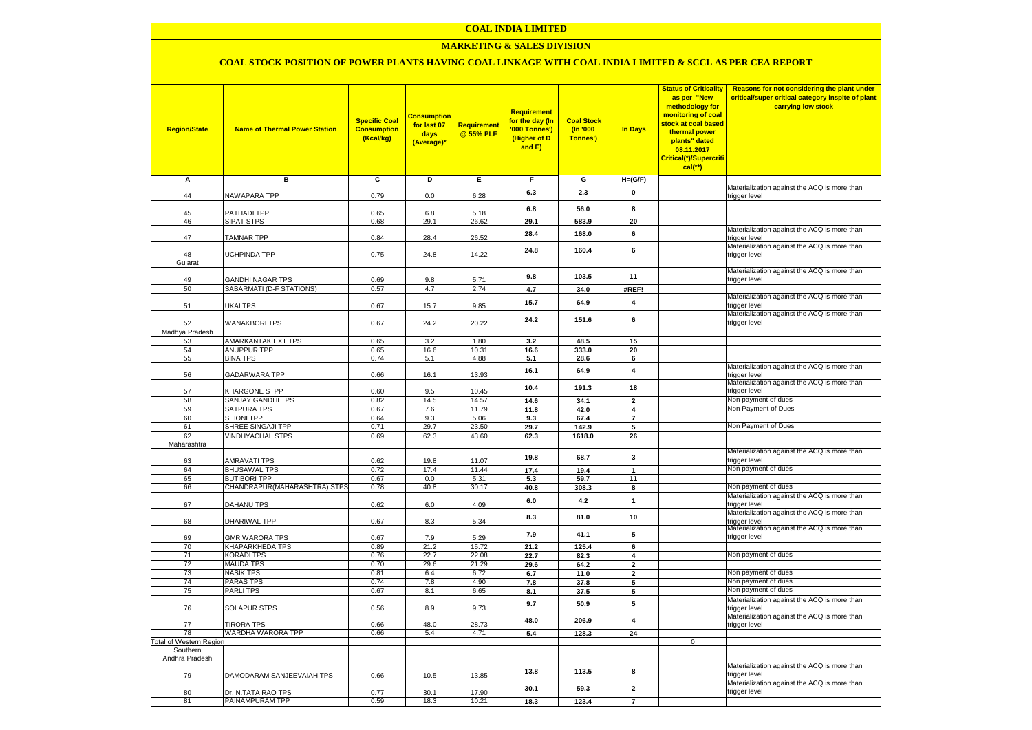# COAL INDIA LIMITED

## MARKETING & SALES DIVISION

### COAL STOCK POSITION OF POWER PLANTS HAVING COAL LINKAGE WITH COAL INDIA LIMITED & SCCL AS PER CEA REPORT

| Region/State | Name of Thermal Power Station | Specific Coal Consumption (Kcal/kg) | Consumption for last 07 days (Average)* | Requirement @ 55% PLF | Requirement for the day (In '000 Tonnes') (Higher of D and E) | Coal Stock (In '000 Tonnes') | In Days | Status of Criticality as per "New methodology for monitoring of coal stock at coal based thermal power plants" dated 08.11.2017 Critical(*)/Supercritical(**) | Reasons for not considering the plant under critical/super critical category inspite of plant carrying low stock |
|---|---|---|---|---|---|---|---|---|---|
| A | B | C | D | E | F | G | H=(G/F) | | |
| 44 | NAWAPARA TPP | 0.79 | 0.0 | 6.28 | 6.3 | 2.3 | 0 | | Materialization against the ACQ is more than trigger level |
| 45 | PATHADI TPP | 0.65 | 6.8 | 5.18 | 6.8 | 56.0 | 8 | | |
| 46 | SIPAT STPS | 0.68 | 29.1 | 26.62 | 29.1 | 583.9 | 20 | | |
| 47 | TAMNAR TPP | 0.84 | 28.4 | 26.52 | 28.4 | 168.0 | 6 | | Materialization against the ACQ is more than trigger level |
| 48 | UCHPINDA TPP | 0.75 | 24.8 | 14.22 | 24.8 | 160.4 | 6 | | Materialization against the ACQ is more than trigger level |
| Gujarat | | | | | | | | | |
| 49 | GANDHI NAGAR TPS | 0.69 | 9.8 | 5.71 | 9.8 | 103.5 | 11 | | Materialization against the ACQ is more than trigger level |
| 50 | SABARMATI (D-F STATIONS) | 0.57 | 4.7 | 2.74 | 4.7 | 34.0 | #REF! | | |
| 51 | UKAI TPS | 0.67 | 15.7 | 9.85 | 15.7 | 64.9 | 4 | | Materialization against the ACQ is more than trigger level |
| 52 | WANAKBORI TPS | 0.67 | 24.2 | 20.22 | 24.2 | 151.6 | 6 | | Materialization against the ACQ is more than trigger level |
| Madhya Pradesh | | | | | | | | | |
| 53 | AMARKANTAK EXT TPS | 0.65 | 3.2 | 1.80 | 3.2 | 48.5 | 15 | | |
| 54 | ANUPPUR TPP | 0.65 | 16.6 | 10.31 | 16.6 | 333.0 | 20 | | |
| 55 | BINA TPS | 0.74 | 5.1 | 4.88 | 5.1 | 28.6 | 6 | | |
| 56 | GADARWARA TPP | 0.66 | 16.1 | 13.93 | 16.1 | 64.9 | 4 | | Materialization against the ACQ is more than trigger level |
| 57 | KHARGONE STPP | 0.60 | 9.5 | 10.45 | 10.4 | 191.3 | 18 | | Materialization against the ACQ is more than trigger level |
| 58 | SANJAY GANDHI TPS | 0.82 | 14.5 | 14.57 | 14.6 | 34.1 | 2 | | Non payment of dues |
| 59 | SATPURA TPS | 0.67 | 7.6 | 11.79 | 11.8 | 42.0 | 4 | | Non Payment of Dues |
| 60 | SEIONI TPP | 0.64 | 9.3 | 5.06 | 9.3 | 67.4 | 7 | | |
| 61 | SHREE SINGAJI TPP | 0.71 | 29.7 | 23.50 | 29.7 | 142.9 | 5 | | Non Payment of Dues |
| 62 | VINDHYACHAL STPS | 0.69 | 62.3 | 43.60 | 62.3 | 1618.0 | 26 | | |
| Maharashtra | | | | | | | | | |
| 63 | AMRAVATI TPS | 0.62 | 19.8 | 11.07 | 19.8 | 68.7 | 3 | | Materialization against the ACQ is more than trigger level |
| 64 | BHUSAWAL TPS | 0.72 | 17.4 | 11.44 | 17.4 | 19.4 | 1 | | Non payment of dues |
| 65 | BUTIBORI TPP | 0.67 | 0.0 | 5.31 | 5.3 | 59.7 | 11 | | |
| 66 | CHANDRAPUR(MAHARASHTRA) STPS | 0.78 | 40.8 | 30.17 | 40.8 | 308.3 | 8 | | Non payment of dues |
| 67 | DAHANU TPS | 0.62 | 6.0 | 4.09 | 6.0 | 4.2 | 1 | | Materialization against the ACQ is more than trigger level |
| 68 | DHARIWAL TPP | 0.67 | 8.3 | 5.34 | 8.3 | 81.0 | 10 | | Materialization against the ACQ is more than trigger level |
| 69 | GMR WARORA TPS | 0.67 | 7.9 | 5.29 | 7.9 | 41.1 | 5 | | Materialization against the ACQ is more than trigger level |
| 70 | KHAPARKHEDA TPS | 0.89 | 21.2 | 15.72 | 21.2 | 125.4 | 6 | | |
| 71 | KORADI TPS | 0.76 | 22.7 | 22.08 | 22.7 | 82.3 | 4 | | Non payment of dues |
| 72 | MAUDA TPS | 0.70 | 29.6 | 21.29 | 29.6 | 64.2 | 2 | | |
| 73 | NASIK TPS | 0.81 | 6.4 | 6.72 | 6.7 | 11.0 | 2 | | Non payment of dues |
| 74 | PARAS TPS | 0.74 | 7.8 | 4.90 | 7.8 | 37.8 | 5 | | Non payment of dues |
| 75 | PARLI TPS | 0.67 | 8.1 | 6.65 | 8.1 | 37.5 | 5 | | Non payment of dues |
| 76 | SOLAPUR STPS | 0.56 | 8.9 | 9.73 | 9.7 | 50.9 | 5 | | Materialization against the ACQ is more than trigger level |
| 77 | TIRORA TPS | 0.66 | 48.0 | 28.73 | 48.0 | 206.9 | 4 | | Materialization against the ACQ is more than trigger level |
| 78 | WARDHA WARORA TPP | 0.66 | 5.4 | 4.71 | 5.4 | 128.3 | 24 | | |
| Total of Western Region | | | | | | | | 0 | |
| Southern | | | | | | | | | |
| Andhra Pradesh | | | | | | | | | |
| 79 | DAMODARAM SANJEEVAIAH TPS | 0.66 | 10.5 | 13.85 | 13.8 | 113.5 | 8 | | Materialization against the ACQ is more than trigger level |
| 80 | Dr. N.TATA RAO TPS | 0.77 | 30.1 | 17.90 | 30.1 | 59.3 | 2 | | Materialization against the ACQ is more than trigger level |
| 81 | PAINAMPURAM TPP | 0.59 | 18.3 | 10.21 | 18.3 | 123.4 | 7 | | |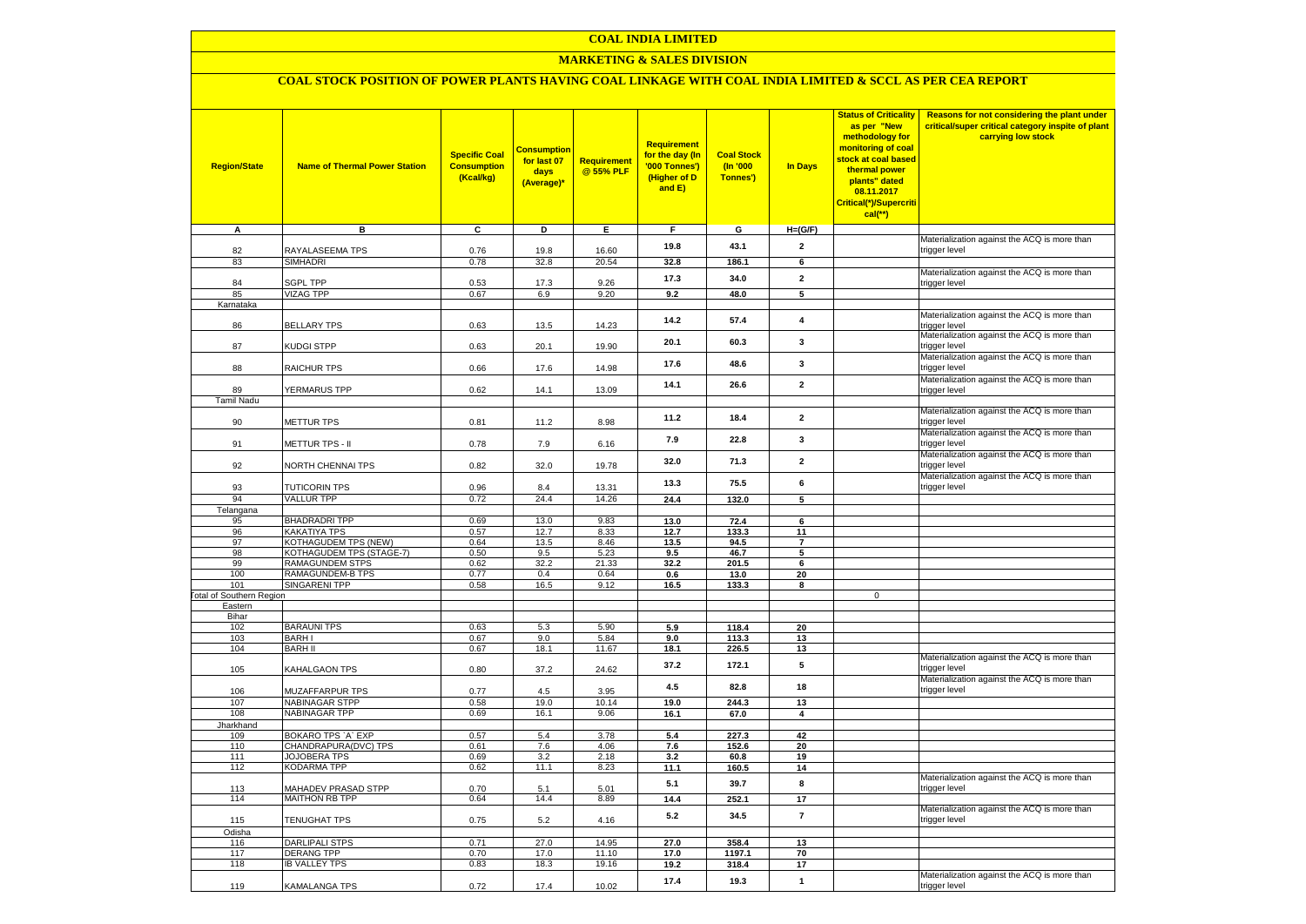# COAL INDIA LIMITED

## MARKETING & SALES DIVISION

### COAL STOCK POSITION OF POWER PLANTS HAVING COAL LINKAGE WITH COAL INDIA LIMITED & SCCL AS PER CEA REPORT

| Region/State | Name of Thermal Power Station | Specific Coal Consumption (Kcal/kg) | Consumption for last 07 days (Average)* | Requirement @ 55% PLF | Requirement for the day (In '000 Tonnes') (Higher of D and E) | Coal Stock (In '000 Tonnes') | In Days | Status of Criticality as per "New methodology for monitoring of coal stock at coal based thermal power plants" dated 08.11.2017 Critical(*)/Supercritical(**) | Reasons for not considering the plant under critical/super critical category inspite of plant carrying low stock |
|---|---|---|---|---|---|---|---|---|---|
| A | B | C | D | E | F | G | H=(G/F) | | |
| 82 | RAYALASEEMA TPS | 0.76 | 19.8 | 16.60 | 19.8 | 43.1 | 2 | | Materialization against the ACQ is more than trigger level |
| 83 | SIMHADRI | 0.78 | 32.8 | 20.54 | 32.8 | 186.1 | 6 | | |
| 84 | SGPL TPP | 0.53 | 17.3 | 9.26 | 17.3 | 34.0 | 2 | | Materialization against the ACQ is more than trigger level |
| 85 | VIZAG TPP | 0.67 | 6.9 | 9.20 | 9.2 | 48.0 | 5 | | |
| Karnataka | | | | | | | | | |
| 86 | BELLARY TPS | 0.63 | 13.5 | 14.23 | 14.2 | 57.4 | 4 | | Materialization against the ACQ is more than trigger level |
| 87 | KUDGI STPP | 0.63 | 20.1 | 19.90 | 20.1 | 60.3 | 3 | | Materialization against the ACQ is more than trigger level |
| 88 | RAICHUR TPS | 0.66 | 17.6 | 14.98 | 17.6 | 48.6 | 3 | | Materialization against the ACQ is more than trigger level |
| 89 | YERMARUS TPP | 0.62 | 14.1 | 13.09 | 14.1 | 26.6 | 2 | | Materialization against the ACQ is more than trigger level |
| Tamil Nadu | | | | | | | | | |
| 90 | METTUR TPS | 0.81 | 11.2 | 8.98 | 11.2 | 18.4 | 2 | | Materialization against the ACQ is more than trigger level |
| 91 | METTUR TPS - II | 0.78 | 7.9 | 6.16 | 7.9 | 22.8 | 3 | | Materialization against the ACQ is more than trigger level |
| 92 | NORTH CHENNAI TPS | 0.82 | 32.0 | 19.78 | 32.0 | 71.3 | 2 | | Materialization against the ACQ is more than trigger level |
| 93 | TUTICORIN TPS | 0.96 | 8.4 | 13.31 | 13.3 | 75.5 | 6 | | Materialization against the ACQ is more than trigger level |
| 94 | VALLUR TPP | 0.72 | 24.4 | 14.26 | 24.4 | 132.0 | 5 | | |
| Telangana | | | | | | | | | |
| 95 | BHADRADRI TPP | 0.69 | 13.0 | 9.83 | 13.0 | 72.4 | 6 | | |
| 96 | KAKATIYA TPS | 0.57 | 12.7 | 8.33 | 12.7 | 133.3 | 11 | | |
| 97 | KOTHAGUDEM TPS (NEW) | 0.64 | 13.5 | 8.46 | 13.5 | 94.5 | 7 | | |
| 98 | KOTHAGUDEM TPS (STAGE-7) | 0.50 | 9.5 | 5.23 | 9.5 | 46.7 | 5 | | |
| 99 | RAMAGUNDEM STPS | 0.62 | 32.2 | 21.33 | 32.2 | 201.5 | 6 | | |
| 100 | RAMAGUNDEM-B TPS | 0.77 | 0.4 | 0.64 | 0.6 | 13.0 | 20 | | |
| 101 | SINGARENI TPP | 0.58 | 16.5 | 9.12 | 16.5 | 133.3 | 8 | | |
| Total of Southern Region | | | | | | | | 0 | |
| Eastern | | | | | | | | | |
| Bihar | | | | | | | | | |
| 102 | BARAUNI TPS | 0.63 | 5.3 | 5.90 | 5.9 | 118.4 | 20 | | |
| 103 | BARH I | 0.67 | 9.0 | 5.84 | 9.0 | 113.3 | 13 | | |
| 104 | BARH II | 0.67 | 18.1 | 11.67 | 18.1 | 226.5 | 13 | | |
| 105 | KAHALGAON TPS | 0.80 | 37.2 | 24.62 | 37.2 | 172.1 | 5 | | Materialization against the ACQ is more than trigger level |
| 106 | MUZAFFARPUR TPS | 0.77 | 4.5 | 3.95 | 4.5 | 82.8 | 18 | | Materialization against the ACQ is more than trigger level |
| 107 | NABINAGAR STPP | 0.58 | 19.0 | 10.14 | 19.0 | 244.3 | 13 | | |
| 108 | NABINAGAR TPP | 0.69 | 16.1 | 9.06 | 16.1 | 67.0 | 4 | | |
| Jharkhand | | | | | | | | | |
| 109 | BOKARO TPS `A` EXP | 0.57 | 5.4 | 3.78 | 5.4 | 227.3 | 42 | | |
| 110 | CHANDRAPURA(DVC) TPS | 0.61 | 7.6 | 4.06 | 7.6 | 152.6 | 20 | | |
| 111 | JOJOBERA TPS | 0.69 | 3.2 | 2.18 | 3.2 | 60.8 | 19 | | |
| 112 | KODARMA TPP | 0.62 | 11.1 | 8.23 | 11.1 | 160.5 | 14 | | |
| 113 | MAHADEV PRASAD STPP | 0.70 | 5.1 | 5.01 | 5.1 | 39.7 | 8 | | Materialization against the ACQ is more than trigger level |
| 114 | MAITHON RB TPP | 0.64 | 14.4 | 8.89 | 14.4 | 252.1 | 17 | | |
| 115 | TENUGHAT TPS | 0.75 | 5.2 | 4.16 | 5.2 | 34.5 | 7 | | Materialization against the ACQ is more than trigger level |
| Odisha | | | | | | | | | |
| 116 | DARLIPALI STPS | 0.71 | 27.0 | 14.95 | 27.0 | 358.4 | 13 | | |
| 117 | DERANG TPP | 0.70 | 17.0 | 11.10 | 17.0 | 1197.1 | 70 | | |
| 118 | IB VALLEY TPS | 0.83 | 18.3 | 19.16 | 19.2 | 318.4 | 17 | | |
| 119 | KAMALANGA TPS | 0.72 | 17.4 | 10.02 | 17.4 | 19.3 | 1 | | Materialization against the ACQ is more than trigger level |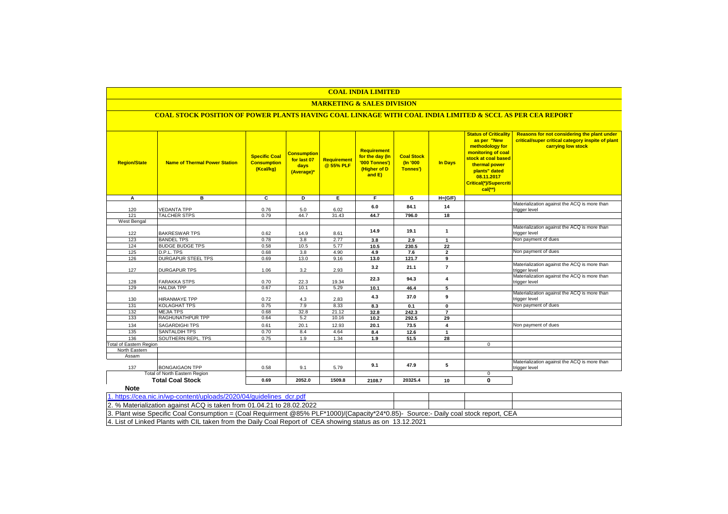# COAL INDIA LIMITED

## MARKETING & SALES DIVISION

### COAL STOCK POSITION OF POWER PLANTS HAVING COAL LINKAGE WITH COAL INDIA LIMITED & SCCL AS PER CEA REPORT

| Region/State | Name of Thermal Power Station | Specific Coal Consumption (Kcal/kg) | Consumption for last 07 days (Average)* | Requirement @ 55% PLF | Requirement for the day (In '000 Tonnes') (Higher of D and E) | Coal Stock (In '000 Tonnes') | In Days | Status of Criticality as per "New methodology for monitoring of coal stock at coal based thermal power plants" dated 08.11.2017 Critical(*)/Supercritical(**) | Reasons for not considering the plant under critical/super critical category inspite of plant carrying low stock |
|---|---|---|---|---|---|---|---|---|---|
| A | B | C | D | E | F | G | H=(G/F) | | |
| 120 | VEDANTA TPP | 0.76 | 5.0 | 6.02 | 6.0 | 84.1 | 14 | | Materialization against the ACQ is more than trigger level |
| 121 | TALCHER STPS | 0.79 | 44.7 | 31.43 | 44.7 | 796.0 | 18 | | |
| West Bengal | | | | | | | | | |
| 122 | BAKRESWAR TPS | 0.62 | 14.9 | 8.61 | 14.9 | 19.1 | 1 | | Materialization against the ACQ is more than trigger level |
| 123 | BANDEL TPS | 0.78 | 3.8 | 2.77 | 3.8 | 2.9 | 1 | | Non payment of dues |
| 124 | BUDGE BUDGE TPS | 0.58 | 10.5 | 5.77 | 10.5 | 230.5 | 22 | | |
| 125 | D.P.L. TPS | 0.68 | 3.8 | 4.90 | 4.9 | 7.6 | 2 | | Non payment of dues |
| 126 | DURGAPUR STEEL TPS | 0.69 | 13.0 | 9.16 | 13.0 | 121.7 | 9 | | |
| 127 | DURGAPUR TPS | 1.06 | 3.2 | 2.93 | 3.2 | 21.1 | 7 | | Materialization against the ACQ is more than trigger level |
| 128 | FARAKKA STPS | 0.70 | 22.3 | 19.34 | 22.3 | 94.3 | 4 | | Materialization against the ACQ is more than trigger level |
| 129 | HALDIA TPP | 0.67 | 10.1 | 5.29 | 10.1 | 46.4 | 5 | | |
| 130 | HIRANMAYE TPP | 0.72 | 4.3 | 2.83 | 4.3 | 37.0 | 9 | | Materialization against the ACQ is more than trigger level |
| 131 | KOLAGHAT TPS | 0.75 | 7.9 | 8.33 | 8.3 | 0.1 | 0 | | Non payment of dues |
| 132 | MEJIA TPS | 0.68 | 32.8 | 21.12 | 32.8 | 242.3 | 7 | | |
| 133 | RAGHUNATHPUR TPP | 0.64 | 5.2 | 10.16 | 10.2 | 292.5 | 29 | | |
| 134 | SAGARDIGHI TPS | 0.61 | 20.1 | 12.93 | 20.1 | 73.5 | 4 | | Non payment of dues |
| 135 | SANTALDIH TPS | 0.70 | 8.4 | 4.64 | 8.4 | 12.6 | 1 | | |
| 136 | SOUTHERN REPL. TPS | 0.75 | 1.9 | 1.34 | 1.9 | 51.5 | 28 | | |
| Total of Eastern Region | | | | | | | | 0 | |
| North Eastern | | | | | | | | | |
| Assam | | | | | | | | | |
| 137 | BONGAIGAON TPP | 0.58 | 9.1 | 5.79 | 9.1 | 47.9 | 5 | | Materialization against the ACQ is more than trigger level |
| Total of North Eastern Region | | | | | | | | 0 | |
| Total Coal Stock | | 0.69 | 2052.0 | 1509.8 | 2108.7 | 20325.4 | 10 | 0 | |

**Note**

1. https://cea.nic.in/wp-content/uploads/2020/04/guidelines_dcr.pdf
2. % Materialization against ACQ is taken from 01.04.21 to 28.02.2022
3. Plant wise Specific Coal Consumption = (Coal Requirment @85% PLF*1000)/(Capacity*24*0.85)- Source:- Daily coal stock report, CEA
4. List of Linked Plants with CIL taken from the Daily Coal Report of CEA showing status as on 13.12.2021